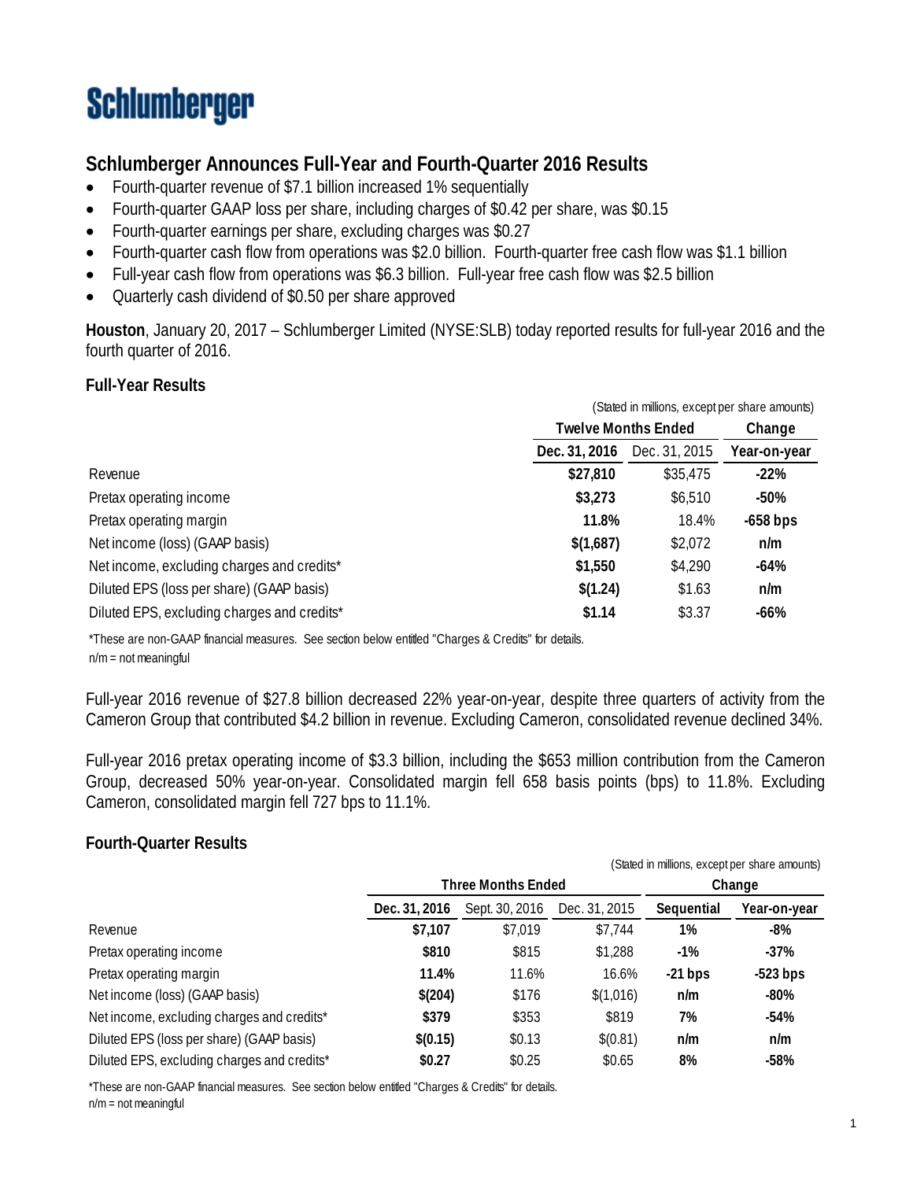# Schlumberger

## Schlumberger Announces Full-Year and Fourth-Quarter 2016 Results

- Fourth-quarter revenue of $7.1 billion increased 1% sequentially
- Fourth-quarter GAAP loss per share, including charges of $0.42 per share, was $0.15
- Fourth-quarter earnings per share, excluding charges was $0.27
- Fourth-quarter cash flow from operations was $2.0 billion. Fourth-quarter free cash flow was $1.1 billion
- Full-year cash flow from operations was $6.3 billion. Full-year free cash flow was $2.5 billion
- Quarterly cash dividend of $0.50 per share approved

**Houston**, January 20, 2017 – Schlumberger Limited (NYSE:SLB) today reported results for full-year 2016 and the fourth quarter of 2016.

### Full-Year Results

(Stated in millions, except per share amounts)

| | Twelve Months Ended | | Change |
|---|---|---|---|
| | **Dec. 31, 2016** | Dec. 31, 2015 | **Year-on-year** |
| Revenue | **$27,810** | $35,475 | **-22%** |
| Pretax operating income | **$3,273** | $6,510 | **-50%** |
| Pretax operating margin | **11.8%** | 18.4% | **-658 bps** |
| Net income (loss) (GAAP basis) | **$(1,687)** | $2,072 | **n/m** |
| Net income, excluding charges and credits* | **$1,550** | $4,290 | **-64%** |
| Diluted EPS (loss per share) (GAAP basis) | **$(1.24)** | $1.63 | **n/m** |
| Diluted EPS, excluding charges and credits* | **$1.14** | $3.37 | **-66%** |

*These are non-GAAP financial measures. See section below entitled "Charges & Credits" for details.
n/m = not meaningful

Full-year 2016 revenue of $27.8 billion decreased 22% year-on-year, despite three quarters of activity from the Cameron Group that contributed $4.2 billion in revenue. Excluding Cameron, consolidated revenue declined 34%.

Full-year 2016 pretax operating income of $3.3 billion, including the $653 million contribution from the Cameron Group, decreased 50% year-on-year. Consolidated margin fell 658 basis points (bps) to 11.8%. Excluding Cameron, consolidated margin fell 727 bps to 11.1%.

### Fourth-Quarter Results

(Stated in millions, except per share amounts)

| | Three Months Ended | | | Change | |
|---|---|---|---|---|---|
| | **Dec. 31, 2016** | Sept. 30, 2016 | Dec. 31, 2015 | **Sequential** | **Year-on-year** |
| Revenue | **$7,107** | $7,019 | $7,744 | **1%** | **-8%** |
| Pretax operating income | **$810** | $815 | $1,288 | **-1%** | **-37%** |
| Pretax operating margin | **11.4%** | 11.6% | 16.6% | **-21 bps** | **-523 bps** |
| Net income (loss) (GAAP basis) | **$(204)** | $176 | $(1,016) | **n/m** | **-80%** |
| Net income, excluding charges and credits* | **$379** | $353 | $819 | **7%** | **-54%** |
| Diluted EPS (loss per share) (GAAP basis) | **$(0.15)** | $0.13 | $(0.81) | **n/m** | **n/m** |
| Diluted EPS, excluding charges and credits* | **$0.27** | $0.25 | $0.65 | **8%** | **-58%** |

*These are non-GAAP financial measures. See section below entitled "Charges & Credits" for details.
n/m = not meaningful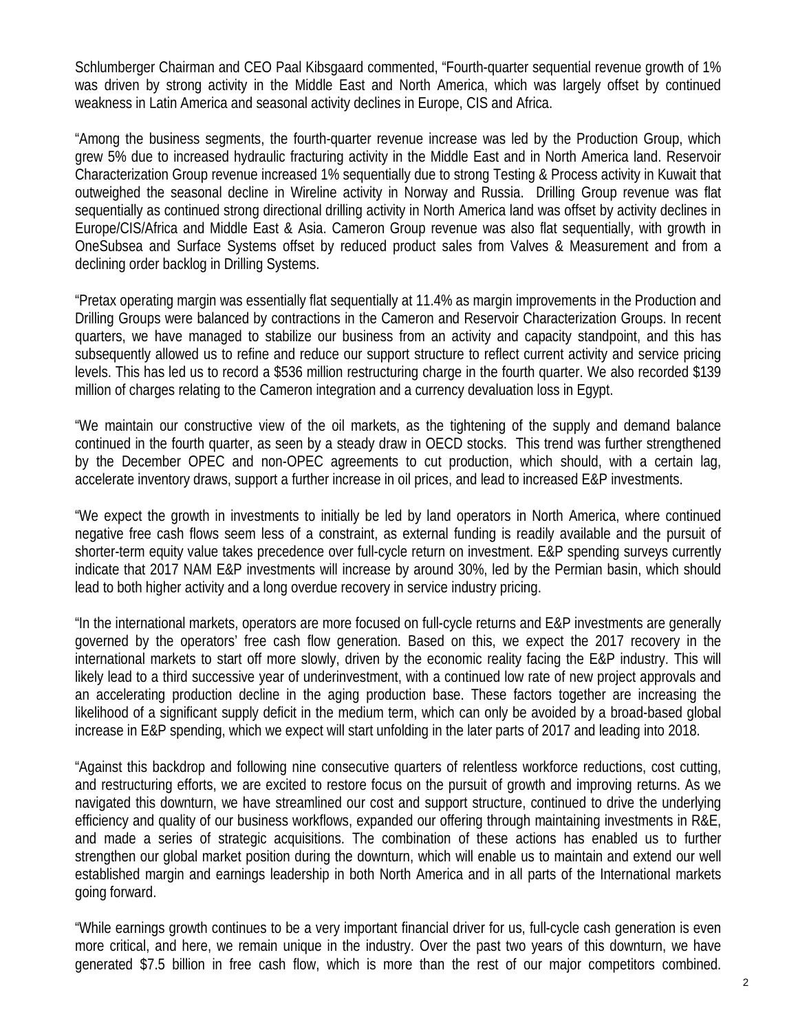Schlumberger Chairman and CEO Paal Kibsgaard commented, "Fourth-quarter sequential revenue growth of 1% was driven by strong activity in the Middle East and North America, which was largely offset by continued weakness in Latin America and seasonal activity declines in Europe, CIS and Africa.

"Among the business segments, the fourth-quarter revenue increase was led by the Production Group, which grew 5% due to increased hydraulic fracturing activity in the Middle East and in North America land. Reservoir Characterization Group revenue increased 1% sequentially due to strong Testing & Process activity in Kuwait that outweighed the seasonal decline in Wireline activity in Norway and Russia. Drilling Group revenue was flat sequentially as continued strong directional drilling activity in North America land was offset by activity declines in Europe/CIS/Africa and Middle East & Asia. Cameron Group revenue was also flat sequentially, with growth in OneSubsea and Surface Systems offset by reduced product sales from Valves & Measurement and from a declining order backlog in Drilling Systems.

"Pretax operating margin was essentially flat sequentially at 11.4% as margin improvements in the Production and Drilling Groups were balanced by contractions in the Cameron and Reservoir Characterization Groups. In recent quarters, we have managed to stabilize our business from an activity and capacity standpoint, and this has subsequently allowed us to refine and reduce our support structure to reflect current activity and service pricing levels. This has led us to record a $536 million restructuring charge in the fourth quarter. We also recorded $139 million of charges relating to the Cameron integration and a currency devaluation loss in Egypt.

"We maintain our constructive view of the oil markets, as the tightening of the supply and demand balance continued in the fourth quarter, as seen by a steady draw in OECD stocks. This trend was further strengthened by the December OPEC and non-OPEC agreements to cut production, which should, with a certain lag, accelerate inventory draws, support a further increase in oil prices, and lead to increased E&P investments.

"We expect the growth in investments to initially be led by land operators in North America, where continued negative free cash flows seem less of a constraint, as external funding is readily available and the pursuit of shorter-term equity value takes precedence over full-cycle return on investment. E&P spending surveys currently indicate that 2017 NAM E&P investments will increase by around 30%, led by the Permian basin, which should lead to both higher activity and a long overdue recovery in service industry pricing.

"In the international markets, operators are more focused on full-cycle returns and E&P investments are generally governed by the operators' free cash flow generation. Based on this, we expect the 2017 recovery in the international markets to start off more slowly, driven by the economic reality facing the E&P industry. This will likely lead to a third successive year of underinvestment, with a continued low rate of new project approvals and an accelerating production decline in the aging production base. These factors together are increasing the likelihood of a significant supply deficit in the medium term, which can only be avoided by a broad-based global increase in E&P spending, which we expect will start unfolding in the later parts of 2017 and leading into 2018.

"Against this backdrop and following nine consecutive quarters of relentless workforce reductions, cost cutting, and restructuring efforts, we are excited to restore focus on the pursuit of growth and improving returns. As we navigated this downturn, we have streamlined our cost and support structure, continued to drive the underlying efficiency and quality of our business workflows, expanded our offering through maintaining investments in R&E, and made a series of strategic acquisitions. The combination of these actions has enabled us to further strengthen our global market position during the downturn, which will enable us to maintain and extend our well established margin and earnings leadership in both North America and in all parts of the International markets going forward.

"While earnings growth continues to be a very important financial driver for us, full-cycle cash generation is even more critical, and here, we remain unique in the industry. Over the past two years of this downturn, we have generated $7.5 billion in free cash flow, which is more than the rest of our major competitors combined.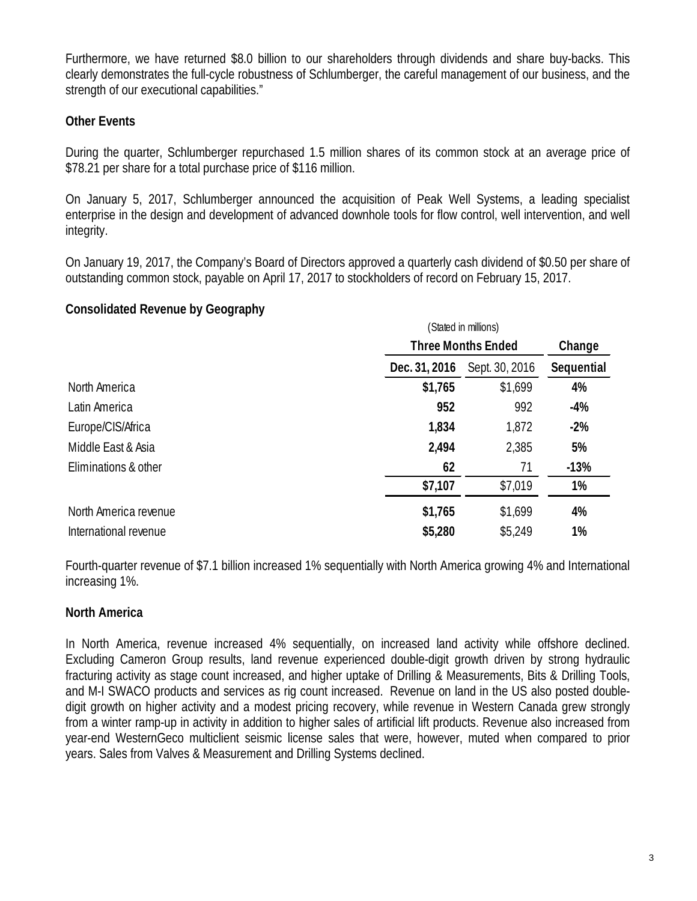Furthermore, we have returned $8.0 billion to our shareholders through dividends and share buy-backs. This clearly demonstrates the full-cycle robustness of Schlumberger, the careful management of our business, and the strength of our executional capabilities."

**Other Events**

During the quarter, Schlumberger repurchased 1.5 million shares of its common stock at an average price of $78.21 per share for a total purchase price of $116 million.

On January 5, 2017, Schlumberger announced the acquisition of Peak Well Systems, a leading specialist enterprise in the design and development of advanced downhole tools for flow control, well intervention, and well integrity.

On January 19, 2017, the Company's Board of Directors approved a quarterly cash dividend of $0.50 per share of outstanding common stock, payable on April 17, 2017 to stockholders of record on February 15, 2017.

**Consolidated Revenue by Geography**

| | (Stated in millions) | | |
|---|---|---|---|
| | **Three Months Ended** | | **Change** |
| | **Dec. 31, 2016** | Sept. 30, 2016 | **Sequential** |
| North America | **$1,765** | $1,699 | **4%** |
| Latin America | **952** | 992 | **-4%** |
| Europe/CIS/Africa | **1,834** | 1,872 | **-2%** |
| Middle East & Asia | **2,494** | 2,385 | **5%** |
| Eliminations & other | **62** | 71 | **-13%** |
| | **$7,107** | $7,019 | **1%** |
| North America revenue | **$1,765** | $1,699 | **4%** |
| International revenue | **$5,280** | $5,249 | **1%** |

Fourth-quarter revenue of $7.1 billion increased 1% sequentially with North America growing 4% and International increasing 1%.

**North America**

In North America, revenue increased 4% sequentially, on increased land activity while offshore declined. Excluding Cameron Group results, land revenue experienced double-digit growth driven by strong hydraulic fracturing activity as stage count increased, and higher uptake of Drilling & Measurements, Bits & Drilling Tools, and M-I SWACO products and services as rig count increased. Revenue on land in the US also posted double-digit growth on higher activity and a modest pricing recovery, while revenue in Western Canada grew strongly from a winter ramp-up in activity in addition to higher sales of artificial lift products. Revenue also increased from year-end WesternGeco multiclient seismic license sales that were, however, muted when compared to prior years. Sales from Valves & Measurement and Drilling Systems declined.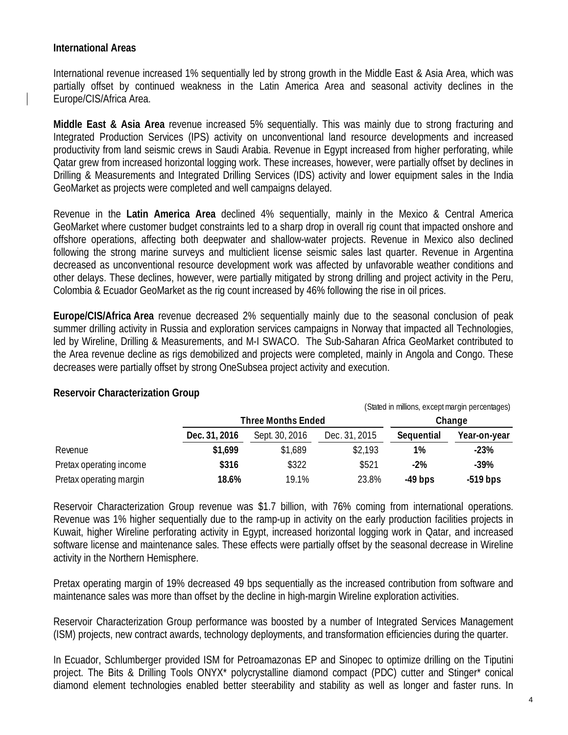**International Areas**

International revenue increased 1% sequentially led by strong growth in the Middle East & Asia Area, which was partially offset by continued weakness in the Latin America Area and seasonal activity declines in the Europe/CIS/Africa Area.

**Middle East & Asia Area** revenue increased 5% sequentially. This was mainly due to strong fracturing and Integrated Production Services (IPS) activity on unconventional land resource developments and increased productivity from land seismic crews in Saudi Arabia. Revenue in Egypt increased from higher perforating, while Qatar grew from increased horizontal logging work. These increases, however, were partially offset by declines in Drilling & Measurements and Integrated Drilling Services (IDS) activity and lower equipment sales in the India GeoMarket as projects were completed and well campaigns delayed.

Revenue in the **Latin America Area** declined 4% sequentially, mainly in the Mexico & Central America GeoMarket where customer budget constraints led to a sharp drop in overall rig count that impacted onshore and offshore operations, affecting both deepwater and shallow-water projects. Revenue in Mexico also declined following the strong marine surveys and multiclient license seismic sales last quarter. Revenue in Argentina decreased as unconventional resource development work was affected by unfavorable weather conditions and other delays. These declines, however, were partially mitigated by strong drilling and project activity in the Peru, Colombia & Ecuador GeoMarket as the rig count increased by 46% following the rise in oil prices.

**Europe/CIS/Africa Area** revenue decreased 2% sequentially mainly due to the seasonal conclusion of peak summer drilling activity in Russia and exploration services campaigns in Norway that impacted all Technologies, led by Wireline, Drilling & Measurements, and M-I SWACO. The Sub-Saharan Africa GeoMarket contributed to the Area revenue decline as rigs demobilized and projects were completed, mainly in Angola and Congo. These decreases were partially offset by strong OneSubsea project activity and execution.

**Reservoir Characterization Group**

(Stated in millions, except margin percentages)

| | Three Months Ended | | | Change | |
|---|---|---|---|---|---|
| | **Dec. 31, 2016** | Sept. 30, 2016 | Dec. 31, 2015 | **Sequential** | **Year-on-year** |
| Revenue | **$1,699** | $1,689 | $2,193 | **1%** | **-23%** |
| Pretax operating income | **$316** | $322 | $521 | **-2%** | **-39%** |
| Pretax operating margin | **18.6%** | 19.1% | 23.8% | **-49 bps** | **-519 bps** |

Reservoir Characterization Group revenue was $1.7 billion, with 76% coming from international operations. Revenue was 1% higher sequentially due to the ramp-up in activity on the early production facilities projects in Kuwait, higher Wireline perforating activity in Egypt, increased horizontal logging work in Qatar, and increased software license and maintenance sales. These effects were partially offset by the seasonal decrease in Wireline activity in the Northern Hemisphere.

Pretax operating margin of 19% decreased 49 bps sequentially as the increased contribution from software and maintenance sales was more than offset by the decline in high-margin Wireline exploration activities.

Reservoir Characterization Group performance was boosted by a number of Integrated Services Management (ISM) projects, new contract awards, technology deployments, and transformation efficiencies during the quarter.

In Ecuador, Schlumberger provided ISM for Petroamazonas EP and Sinopec to optimize drilling on the Tiputini project. The Bits & Drilling Tools ONYX* polycrystalline diamond compact (PDC) cutter and Stinger* conical diamond element technologies enabled better steerability and stability as well as longer and faster runs. In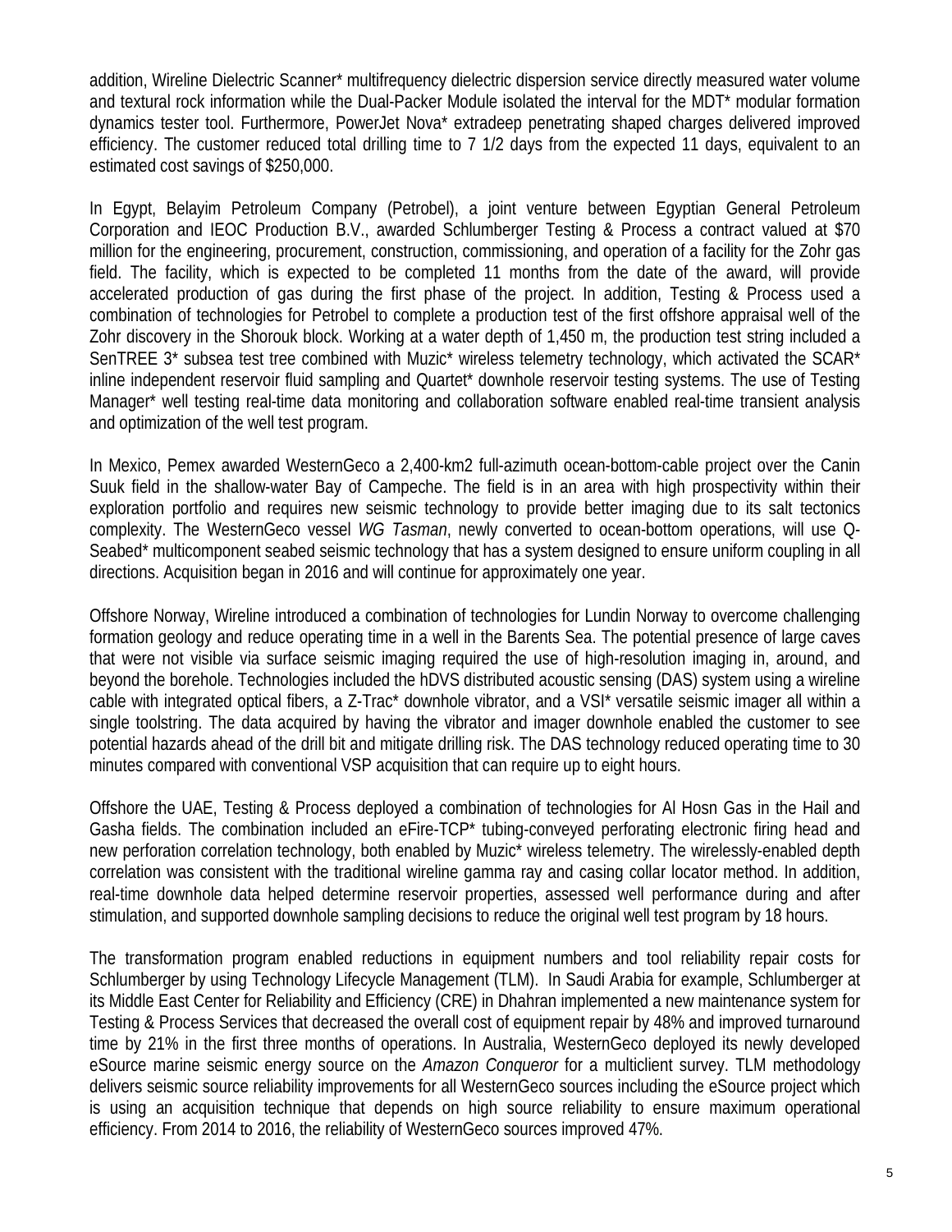addition, Wireline Dielectric Scanner* multifrequency dielectric dispersion service directly measured water volume and textural rock information while the Dual-Packer Module isolated the interval for the MDT* modular formation dynamics tester tool. Furthermore, PowerJet Nova* extradeep penetrating shaped charges delivered improved efficiency. The customer reduced total drilling time to 7 1/2 days from the expected 11 days, equivalent to an estimated cost savings of $250,000.

In Egypt, Belayim Petroleum Company (Petrobel), a joint venture between Egyptian General Petroleum Corporation and IEOC Production B.V., awarded Schlumberger Testing & Process a contract valued at $70 million for the engineering, procurement, construction, commissioning, and operation of a facility for the Zohr gas field. The facility, which is expected to be completed 11 months from the date of the award, will provide accelerated production of gas during the first phase of the project. In addition, Testing & Process used a combination of technologies for Petrobel to complete a production test of the first offshore appraisal well of the Zohr discovery in the Shorouk block. Working at a water depth of 1,450 m, the production test string included a SenTREE 3* subsea test tree combined with Muzic* wireless telemetry technology, which activated the SCAR* inline independent reservoir fluid sampling and Quartet* downhole reservoir testing systems. The use of Testing Manager* well testing real-time data monitoring and collaboration software enabled real-time transient analysis and optimization of the well test program.

In Mexico, Pemex awarded WesternGeco a 2,400-km2 full-azimuth ocean-bottom-cable project over the Canin Suuk field in the shallow-water Bay of Campeche. The field is in an area with high prospectivity within their exploration portfolio and requires new seismic technology to provide better imaging due to its salt tectonics complexity. The WesternGeco vessel *WG Tasman*, newly converted to ocean-bottom operations, will use Q-Seabed* multicomponent seabed seismic technology that has a system designed to ensure uniform coupling in all directions. Acquisition began in 2016 and will continue for approximately one year.

Offshore Norway, Wireline introduced a combination of technologies for Lundin Norway to overcome challenging formation geology and reduce operating time in a well in the Barents Sea. The potential presence of large caves that were not visible via surface seismic imaging required the use of high-resolution imaging in, around, and beyond the borehole. Technologies included the hDVS distributed acoustic sensing (DAS) system using a wireline cable with integrated optical fibers, a Z-Trac* downhole vibrator, and a VSI* versatile seismic imager all within a single toolstring. The data acquired by having the vibrator and imager downhole enabled the customer to see potential hazards ahead of the drill bit and mitigate drilling risk. The DAS technology reduced operating time to 30 minutes compared with conventional VSP acquisition that can require up to eight hours.

Offshore the UAE, Testing & Process deployed a combination of technologies for Al Hosn Gas in the Hail and Gasha fields. The combination included an eFire-TCP* tubing-conveyed perforating electronic firing head and new perforation correlation technology, both enabled by Muzic* wireless telemetry. The wirelessly-enabled depth correlation was consistent with the traditional wireline gamma ray and casing collar locator method. In addition, real-time downhole data helped determine reservoir properties, assessed well performance during and after stimulation, and supported downhole sampling decisions to reduce the original well test program by 18 hours.

The transformation program enabled reductions in equipment numbers and tool reliability repair costs for Schlumberger by using Technology Lifecycle Management (TLM). In Saudi Arabia for example, Schlumberger at its Middle East Center for Reliability and Efficiency (CRE) in Dhahran implemented a new maintenance system for Testing & Process Services that decreased the overall cost of equipment repair by 48% and improved turnaround time by 21% in the first three months of operations. In Australia, WesternGeco deployed its newly developed eSource marine seismic energy source on the *Amazon Conqueror* for a multiclient survey. TLM methodology delivers seismic source reliability improvements for all WesternGeco sources including the eSource project which is using an acquisition technique that depends on high source reliability to ensure maximum operational efficiency. From 2014 to 2016, the reliability of WesternGeco sources improved 47%.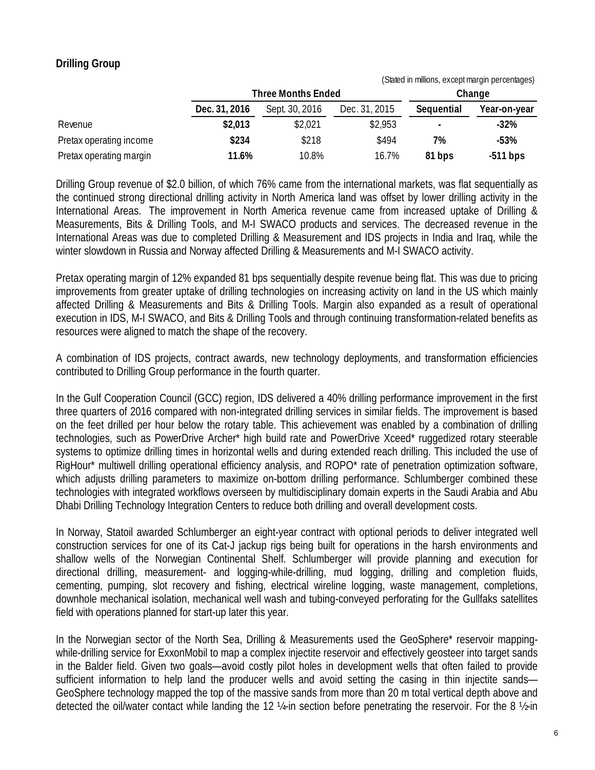## Drilling Group

(Stated in millions, except margin percentages)

| | Three Months Ended | | | Change | |
|---|---|---|---|---|---|
| | **Dec. 31, 2016** | Sept. 30, 2016 | Dec. 31, 2015 | **Sequential** | **Year-on-year** |
| Revenue | **$2,013** | $2,021 | $2,953 | **-** | **-32%** |
| Pretax operating income | **$234** | $218 | $494 | **7%** | **-53%** |
| Pretax operating margin | **11.6%** | 10.8% | 16.7% | **81 bps** | **-511 bps** |

Drilling Group revenue of $2.0 billion, of which 76% came from the international markets, was flat sequentially as the continued strong directional drilling activity in North America land was offset by lower drilling activity in the International Areas. The improvement in North America revenue came from increased uptake of Drilling & Measurements, Bits & Drilling Tools, and M-I SWACO products and services. The decreased revenue in the International Areas was due to completed Drilling & Measurement and IDS projects in India and Iraq, while the winter slowdown in Russia and Norway affected Drilling & Measurements and M-I SWACO activity.

Pretax operating margin of 12% expanded 81 bps sequentially despite revenue being flat. This was due to pricing improvements from greater uptake of drilling technologies on increasing activity on land in the US which mainly affected Drilling & Measurements and Bits & Drilling Tools. Margin also expanded as a result of operational execution in IDS, M-I SWACO, and Bits & Drilling Tools and through continuing transformation-related benefits as resources were aligned to match the shape of the recovery.

A combination of IDS projects, contract awards, new technology deployments, and transformation efficiencies contributed to Drilling Group performance in the fourth quarter.

In the Gulf Cooperation Council (GCC) region, IDS delivered a 40% drilling performance improvement in the first three quarters of 2016 compared with non-integrated drilling services in similar fields. The improvement is based on the feet drilled per hour below the rotary table. This achievement was enabled by a combination of drilling technologies, such as PowerDrive Archer* high build rate and PowerDrive Xceed* ruggedized rotary steerable systems to optimize drilling times in horizontal wells and during extended reach drilling. This included the use of RigHour* multiwell drilling operational efficiency analysis, and ROPO* rate of penetration optimization software, which adjusts drilling parameters to maximize on-bottom drilling performance. Schlumberger combined these technologies with integrated workflows overseen by multidisciplinary domain experts in the Saudi Arabia and Abu Dhabi Drilling Technology Integration Centers to reduce both drilling and overall development costs.

In Norway, Statoil awarded Schlumberger an eight-year contract with optional periods to deliver integrated well construction services for one of its Cat-J jackup rigs being built for operations in the harsh environments and shallow wells of the Norwegian Continental Shelf. Schlumberger will provide planning and execution for directional drilling, measurement- and logging-while-drilling, mud logging, drilling and completion fluids, cementing, pumping, slot recovery and fishing, electrical wireline logging, waste management, completions, downhole mechanical isolation, mechanical well wash and tubing-conveyed perforating for the Gullfaks satellites field with operations planned for start-up later this year.

In the Norwegian sector of the North Sea, Drilling & Measurements used the GeoSphere* reservoir mapping-while-drilling service for ExxonMobil to map a complex injectite reservoir and effectively geosteer into target sands in the Balder field. Given two goals—avoid costly pilot holes in development wells that often failed to provide sufficient information to help land the producer wells and avoid setting the casing in thin injectite sands—GeoSphere technology mapped the top of the massive sands from more than 20 m total vertical depth above and detected the oil/water contact while landing the 12 ¼-in section before penetrating the reservoir. For the 8 ½-in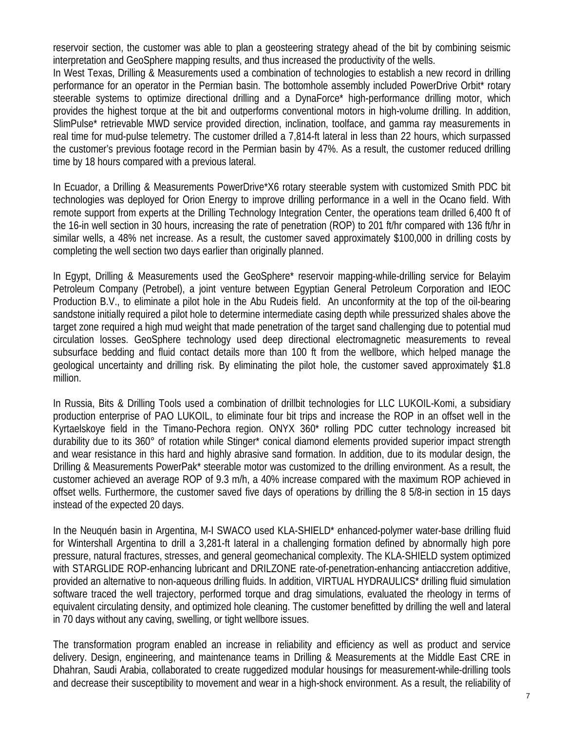reservoir section, the customer was able to plan a geosteering strategy ahead of the bit by combining seismic interpretation and GeoSphere mapping results, and thus increased the productivity of the wells.

In West Texas, Drilling & Measurements used a combination of technologies to establish a new record in drilling performance for an operator in the Permian basin. The bottomhole assembly included PowerDrive Orbit* rotary steerable systems to optimize directional drilling and a DynaForce* high-performance drilling motor, which provides the highest torque at the bit and outperforms conventional motors in high-volume drilling. In addition, SlimPulse* retrievable MWD service provided direction, inclination, toolface, and gamma ray measurements in real time for mud-pulse telemetry. The customer drilled a 7,814-ft lateral in less than 22 hours, which surpassed the customer's previous footage record in the Permian basin by 47%. As a result, the customer reduced drilling time by 18 hours compared with a previous lateral.

In Ecuador, a Drilling & Measurements PowerDrive*X6 rotary steerable system with customized Smith PDC bit technologies was deployed for Orion Energy to improve drilling performance in a well in the Ocano field. With remote support from experts at the Drilling Technology Integration Center, the operations team drilled 6,400 ft of the 16-in well section in 30 hours, increasing the rate of penetration (ROP) to 201 ft/hr compared with 136 ft/hr in similar wells, a 48% net increase. As a result, the customer saved approximately $100,000 in drilling costs by completing the well section two days earlier than originally planned.

In Egypt, Drilling & Measurements used the GeoSphere* reservoir mapping-while-drilling service for Belayim Petroleum Company (Petrobel), a joint venture between Egyptian General Petroleum Corporation and IEOC Production B.V., to eliminate a pilot hole in the Abu Rudeis field. An unconformity at the top of the oil-bearing sandstone initially required a pilot hole to determine intermediate casing depth while pressurized shales above the target zone required a high mud weight that made penetration of the target sand challenging due to potential mud circulation losses. GeoSphere technology used deep directional electromagnetic measurements to reveal subsurface bedding and fluid contact details more than 100 ft from the wellbore, which helped manage the geological uncertainty and drilling risk. By eliminating the pilot hole, the customer saved approximately $1.8 million.

In Russia, Bits & Drilling Tools used a combination of drillbit technologies for LLC LUKOIL-Komi, a subsidiary production enterprise of PAO LUKOIL, to eliminate four bit trips and increase the ROP in an offset well in the Kyrtaelskoye field in the Timano-Pechora region. ONYX 360* rolling PDC cutter technology increased bit durability due to its 360° of rotation while Stinger* conical diamond elements provided superior impact strength and wear resistance in this hard and highly abrasive sand formation. In addition, due to its modular design, the Drilling & Measurements PowerPak* steerable motor was customized to the drilling environment. As a result, the customer achieved an average ROP of 9.3 m/h, a 40% increase compared with the maximum ROP achieved in offset wells. Furthermore, the customer saved five days of operations by drilling the 8 5/8-in section in 15 days instead of the expected 20 days.

In the Neuquén basin in Argentina, M-I SWACO used KLA-SHIELD* enhanced-polymer water-base drilling fluid for Wintershall Argentina to drill a 3,281-ft lateral in a challenging formation defined by abnormally high pore pressure, natural fractures, stresses, and general geomechanical complexity. The KLA-SHIELD system optimized with STARGLIDE ROP-enhancing lubricant and DRILZONE rate-of-penetration-enhancing antiaccretion additive, provided an alternative to non-aqueous drilling fluids. In addition, VIRTUAL HYDRAULICS* drilling fluid simulation software traced the well trajectory, performed torque and drag simulations, evaluated the rheology in terms of equivalent circulating density, and optimized hole cleaning. The customer benefitted by drilling the well and lateral in 70 days without any caving, swelling, or tight wellbore issues.

The transformation program enabled an increase in reliability and efficiency as well as product and service delivery. Design, engineering, and maintenance teams in Drilling & Measurements at the Middle East CRE in Dhahran, Saudi Arabia, collaborated to create ruggedized modular housings for measurement-while-drilling tools and decrease their susceptibility to movement and wear in a high-shock environment. As a result, the reliability of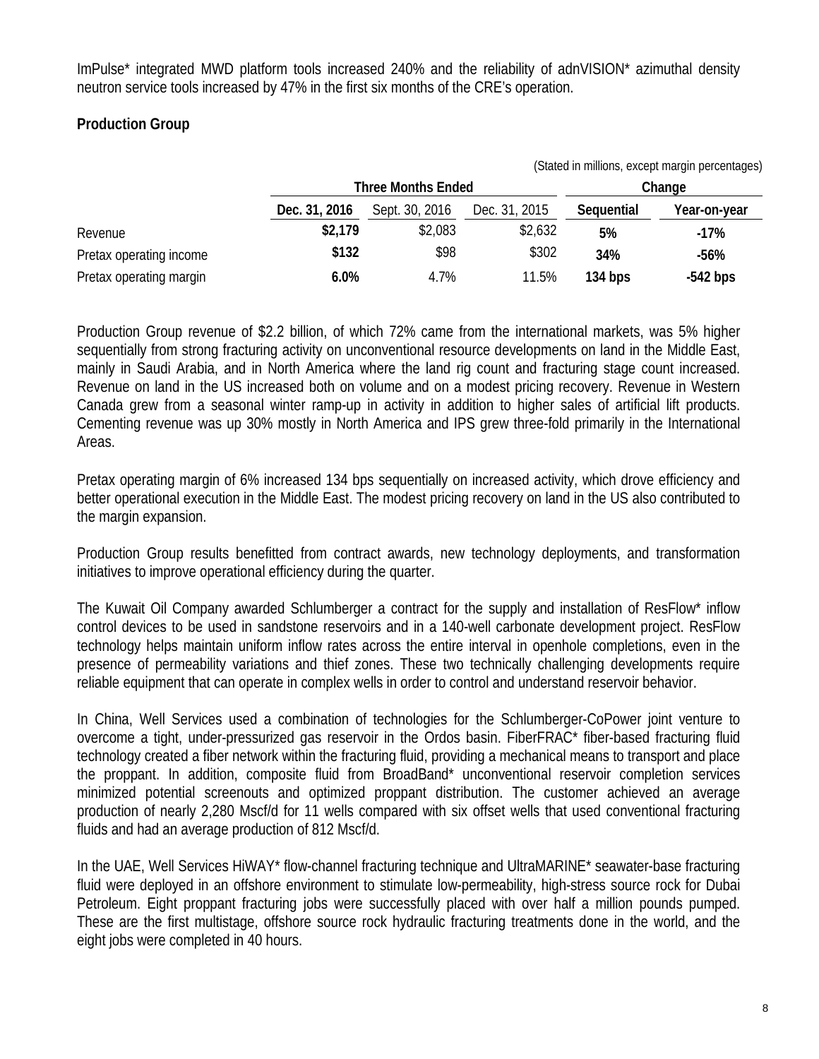ImPulse* integrated MWD platform tools increased 240% and the reliability of adnVISION* azimuthal density neutron service tools increased by 47% in the first six months of the CRE's operation.

**Production Group**

(Stated in millions, except margin percentages)

| | Three Months Ended | | | Change | |
|---|---|---|---|---|---|
| | **Dec. 31, 2016** | Sept. 30, 2016 | Dec. 31, 2015 | **Sequential** | **Year-on-year** |
| Revenue | **$2,179** | $2,083 | $2,632 | **5%** | **-17%** |
| Pretax operating income | **$132** | $98 | $302 | **34%** | **-56%** |
| Pretax operating margin | **6.0%** | 4.7% | 11.5% | **134 bps** | **-542 bps** |

Production Group revenue of $2.2 billion, of which 72% came from the international markets, was 5% higher sequentially from strong fracturing activity on unconventional resource developments on land in the Middle East, mainly in Saudi Arabia, and in North America where the land rig count and fracturing stage count increased. Revenue on land in the US increased both on volume and on a modest pricing recovery. Revenue in Western Canada grew from a seasonal winter ramp-up in activity in addition to higher sales of artificial lift products. Cementing revenue was up 30% mostly in North America and IPS grew three-fold primarily in the International Areas.

Pretax operating margin of 6% increased 134 bps sequentially on increased activity, which drove efficiency and better operational execution in the Middle East. The modest pricing recovery on land in the US also contributed to the margin expansion.

Production Group results benefitted from contract awards, new technology deployments, and transformation initiatives to improve operational efficiency during the quarter.

The Kuwait Oil Company awarded Schlumberger a contract for the supply and installation of ResFlow* inflow control devices to be used in sandstone reservoirs and in a 140-well carbonate development project. ResFlow technology helps maintain uniform inflow rates across the entire interval in openhole completions, even in the presence of permeability variations and thief zones. These two technically challenging developments require reliable equipment that can operate in complex wells in order to control and understand reservoir behavior.

In China, Well Services used a combination of technologies for the Schlumberger-CoPower joint venture to overcome a tight, under-pressurized gas reservoir in the Ordos basin. FiberFRAC* fiber-based fracturing fluid technology created a fiber network within the fracturing fluid, providing a mechanical means to transport and place the proppant. In addition, composite fluid from BroadBand* unconventional reservoir completion services minimized potential screenouts and optimized proppant distribution. The customer achieved an average production of nearly 2,280 Mscf/d for 11 wells compared with six offset wells that used conventional fracturing fluids and had an average production of 812 Mscf/d.

In the UAE, Well Services HiWAY* flow-channel fracturing technique and UltraMARINE* seawater-base fracturing fluid were deployed in an offshore environment to stimulate low-permeability, high-stress source rock for Dubai Petroleum. Eight proppant fracturing jobs were successfully placed with over half a million pounds pumped. These are the first multistage, offshore source rock hydraulic fracturing treatments done in the world, and the eight jobs were completed in 40 hours.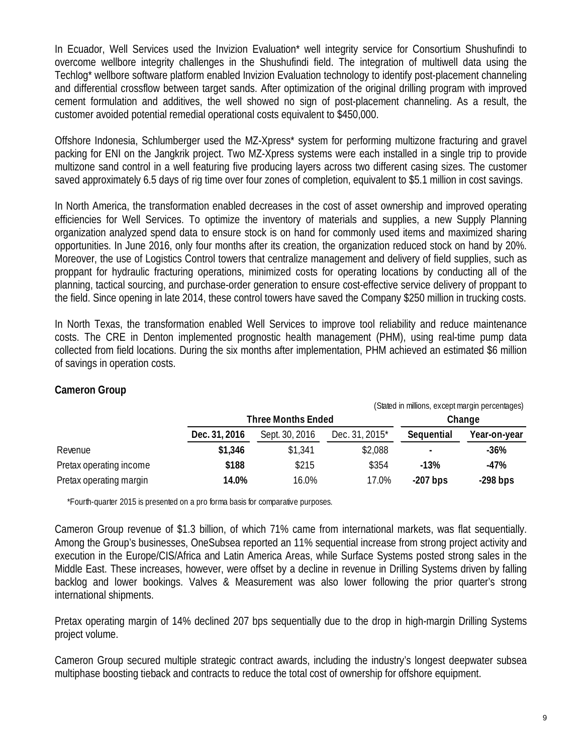In Ecuador, Well Services used the Invizion Evaluation* well integrity service for Consortium Shushufindi to overcome wellbore integrity challenges in the Shushufindi field. The integration of multiwell data using the Techlog* wellbore software platform enabled Invizion Evaluation technology to identify post-placement channeling and differential crossflow between target sands. After optimization of the original drilling program with improved cement formulation and additives, the well showed no sign of post-placement channeling. As a result, the customer avoided potential remedial operational costs equivalent to $450,000.

Offshore Indonesia, Schlumberger used the MZ-Xpress* system for performing multizone fracturing and gravel packing for ENI on the Jangkrik project. Two MZ-Xpress systems were each installed in a single trip to provide multizone sand control in a well featuring five producing layers across two different casing sizes. The customer saved approximately 6.5 days of rig time over four zones of completion, equivalent to $5.1 million in cost savings.

In North America, the transformation enabled decreases in the cost of asset ownership and improved operating efficiencies for Well Services. To optimize the inventory of materials and supplies, a new Supply Planning organization analyzed spend data to ensure stock is on hand for commonly used items and maximized sharing opportunities. In June 2016, only four months after its creation, the organization reduced stock on hand by 20%. Moreover, the use of Logistics Control towers that centralize management and delivery of field supplies, such as proppant for hydraulic fracturing operations, minimized costs for operating locations by conducting all of the planning, tactical sourcing, and purchase-order generation to ensure cost-effective service delivery of proppant to the field. Since opening in late 2014, these control towers have saved the Company $250 million in trucking costs.

In North Texas, the transformation enabled Well Services to improve tool reliability and reduce maintenance costs. The CRE in Denton implemented prognostic health management (PHM), using real-time pump data collected from field locations. During the six months after implementation, PHM achieved an estimated $6 million of savings in operation costs.

### Cameron Group

(Stated in millions, except margin percentages)

| | Three Months Ended | | | Change | |
|---|---|---|---|---|---|
| | **Dec. 31, 2016** | Sept. 30, 2016 | Dec. 31, 2015* | **Sequential** | **Year-on-year** |
| Revenue | **$1,346** | $1,341 | $2,088 | **-** | **-36%** |
| Pretax operating income | **$188** | $215 | $354 | **-13%** | **-47%** |
| Pretax operating margin | **14.0%** | 16.0% | 17.0% | **-207 bps** | **-298 bps** |

*Fourth-quarter 2015 is presented on a pro forma basis for comparative purposes.

Cameron Group revenue of $1.3 billion, of which 71% came from international markets, was flat sequentially. Among the Group's businesses, OneSubsea reported an 11% sequential increase from strong project activity and execution in the Europe/CIS/Africa and Latin America Areas, while Surface Systems posted strong sales in the Middle East. These increases, however, were offset by a decline in revenue in Drilling Systems driven by falling backlog and lower bookings. Valves & Measurement was also lower following the prior quarter's strong international shipments.

Pretax operating margin of 14% declined 207 bps sequentially due to the drop in high-margin Drilling Systems project volume.

Cameron Group secured multiple strategic contract awards, including the industry's longest deepwater subsea multiphase boosting tieback and contracts to reduce the total cost of ownership for offshore equipment.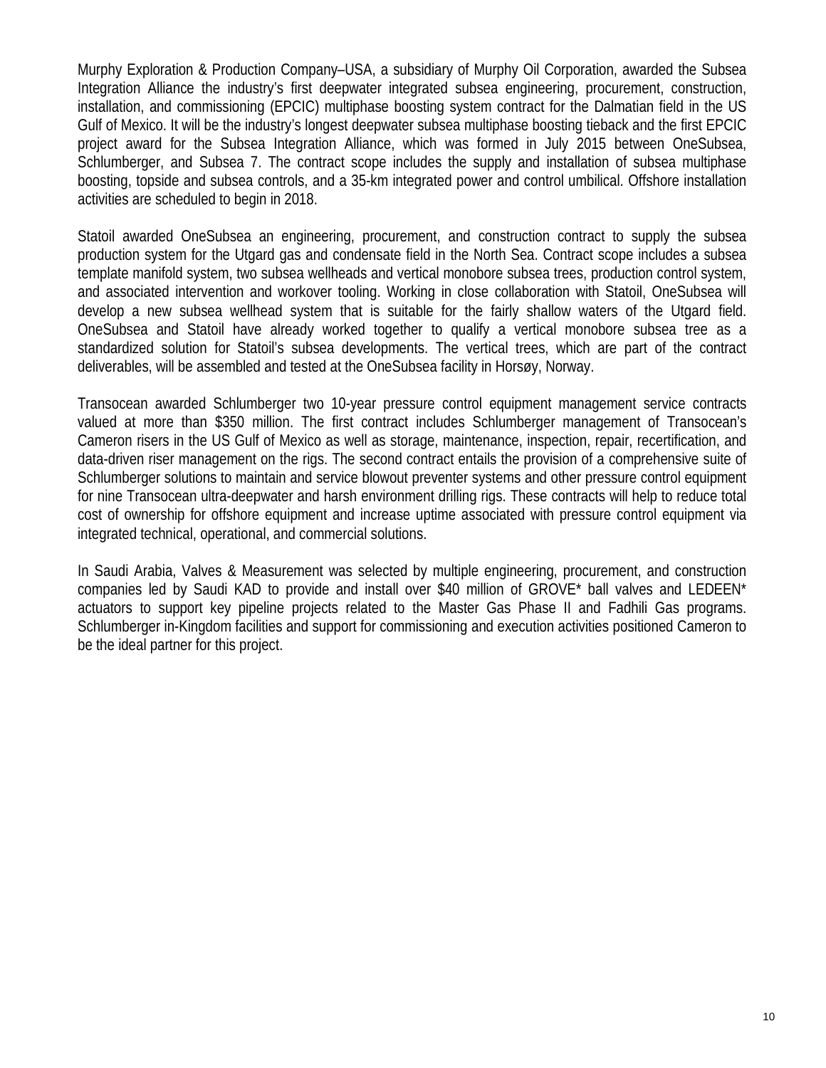Murphy Exploration & Production Company–USA, a subsidiary of Murphy Oil Corporation, awarded the Subsea Integration Alliance the industry's first deepwater integrated subsea engineering, procurement, construction, installation, and commissioning (EPCIC) multiphase boosting system contract for the Dalmatian field in the US Gulf of Mexico. It will be the industry's longest deepwater subsea multiphase boosting tieback and the first EPCIC project award for the Subsea Integration Alliance, which was formed in July 2015 between OneSubsea, Schlumberger, and Subsea 7. The contract scope includes the supply and installation of subsea multiphase boosting, topside and subsea controls, and a 35-km integrated power and control umbilical. Offshore installation activities are scheduled to begin in 2018.

Statoil awarded OneSubsea an engineering, procurement, and construction contract to supply the subsea production system for the Utgard gas and condensate field in the North Sea. Contract scope includes a subsea template manifold system, two subsea wellheads and vertical monobore subsea trees, production control system, and associated intervention and workover tooling. Working in close collaboration with Statoil, OneSubsea will develop a new subsea wellhead system that is suitable for the fairly shallow waters of the Utgard field. OneSubsea and Statoil have already worked together to qualify a vertical monobore subsea tree as a standardized solution for Statoil's subsea developments. The vertical trees, which are part of the contract deliverables, will be assembled and tested at the OneSubsea facility in Horsøy, Norway.

Transocean awarded Schlumberger two 10-year pressure control equipment management service contracts valued at more than $350 million. The first contract includes Schlumberger management of Transocean's Cameron risers in the US Gulf of Mexico as well as storage, maintenance, inspection, repair, recertification, and data-driven riser management on the rigs. The second contract entails the provision of a comprehensive suite of Schlumberger solutions to maintain and service blowout preventer systems and other pressure control equipment for nine Transocean ultra-deepwater and harsh environment drilling rigs. These contracts will help to reduce total cost of ownership for offshore equipment and increase uptime associated with pressure control equipment via integrated technical, operational, and commercial solutions.

In Saudi Arabia, Valves & Measurement was selected by multiple engineering, procurement, and construction companies led by Saudi KAD to provide and install over $40 million of GROVE* ball valves and LEDEEN* actuators to support key pipeline projects related to the Master Gas Phase II and Fadhili Gas programs. Schlumberger in-Kingdom facilities and support for commissioning and execution activities positioned Cameron to be the ideal partner for this project.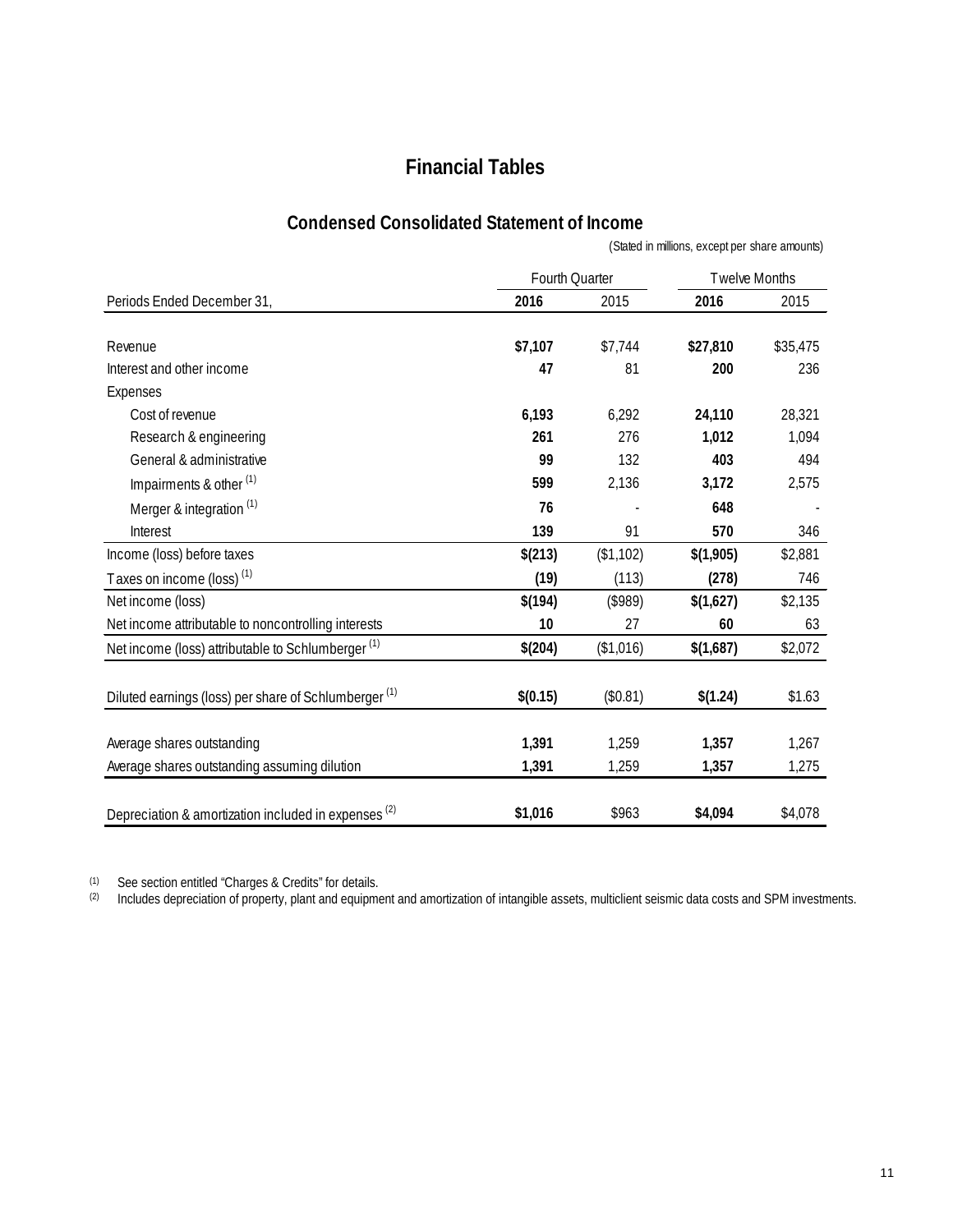# Financial Tables

## Condensed Consolidated Statement of Income

(Stated in millions, except per share amounts)

| | Fourth Quarter | | Twelve Months | |
|---|---|---|---|---|
| Periods Ended December 31, | **2016** | 2015 | **2016** | 2015 |
| Revenue | **$7,107** | $7,744 | **$27,810** | $35,475 |
| Interest and other income | **47** | 81 | **200** | 236 |
| Expenses | | | | |
| Cost of revenue | **6,193** | 6,292 | **24,110** | 28,321 |
| Research & engineering | **261** | 276 | **1,012** | 1,094 |
| General & administrative | **99** | 132 | **403** | 494 |
| Impairments & other [1] | **599** | 2,136 | **3,172** | 2,575 |
| Merger & integration [1] | **76** | - | **648** | - |
| Interest | **139** | 91 | **570** | 346 |
| Income (loss) before taxes | **$(213)** | ($1,102) | **$(1,905)** | $2,881 |
| Taxes on income (loss) [1] | **(19)** | (113) | **(278)** | 746 |
| Net income (loss) | **$(194)** | ($989) | **$(1,627)** | $2,135 |
| Net income attributable to noncontrolling interests | **10** | 27 | **60** | 63 |
| Net income (loss) attributable to Schlumberger [1] | **$(204)** | ($1,016) | **$(1,687)** | $2,072 |
| Diluted earnings (loss) per share of Schlumberger [1] | **$(0.15)** | ($0.81) | **$(1.24)** | $1.63 |
| Average shares outstanding | **1,391** | 1,259 | **1,357** | 1,267 |
| Average shares outstanding assuming dilution | **1,391** | 1,259 | **1,357** | 1,275 |
| Depreciation & amortization included in expenses [2] | **$1,016** | $963 | **$4,094** | $4,078 |

(1) See section entitled "Charges & Credits" for details.

(2) Includes depreciation of property, plant and equipment and amortization of intangible assets, multiclient seismic data costs and SPM investments.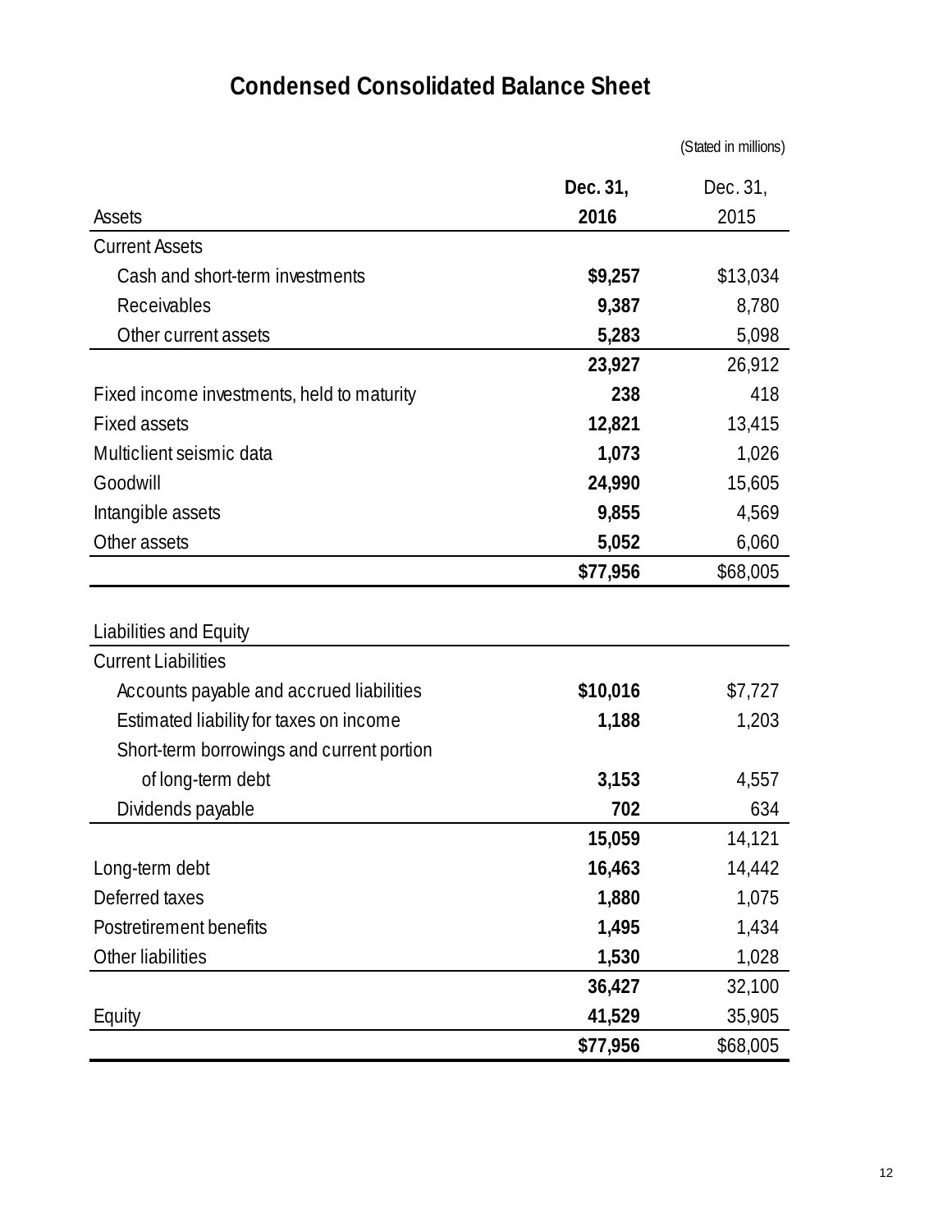# Condensed Consolidated Balance Sheet

(Stated in millions)

| Assets | Dec. 31, 2016 | Dec. 31, 2015 |
|---|---|---|
| Current Assets | | |
| Cash and short-term investments | **$9,257** | $13,034 |
| Receivables | **9,387** | 8,780 |
| Other current assets | **5,283** | 5,098 |
| | **23,927** | 26,912 |
| Fixed income investments, held to maturity | **238** | 418 |
| Fixed assets | **12,821** | 13,415 |
| Multiclient seismic data | **1,073** | 1,026 |
| Goodwill | **24,990** | 15,605 |
| Intangible assets | **9,855** | 4,569 |
| Other assets | **5,052** | 6,060 |
| | **$77,956** | $68,005 |
| | | |
| Liabilities and Equity | | |
| Current Liabilities | | |
| Accounts payable and accrued liabilities | **$10,016** | $7,727 |
| Estimated liability for taxes on income | **1,188** | 1,203 |
| Short-term borrowings and current portion of long-term debt | **3,153** | 4,557 |
| Dividends payable | **702** | 634 |
| | **15,059** | 14,121 |
| Long-term debt | **16,463** | 14,442 |
| Deferred taxes | **1,880** | 1,075 |
| Postretirement benefits | **1,495** | 1,434 |
| Other liabilities | **1,530** | 1,028 |
| | **36,427** | 32,100 |
| Equity | **41,529** | 35,905 |
| | **$77,956** | $68,005 |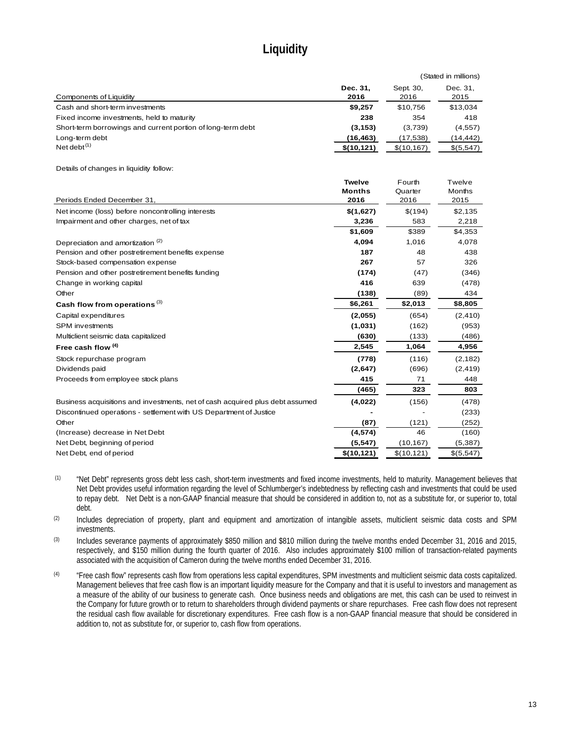# Liquidity

(Stated in millions)

| Components of Liquidity | Dec. 31, 2016 | Sept. 30, 2016 | Dec. 31, 2015 |
|---|---|---|---|
| Cash and short-term investments | **$9,257** | $10,756 | $13,034 |
| Fixed income investments, held to maturity | **238** | 354 | 418 |
| Short-term borrowings and current portion of long-term debt | **(3,153)** | (3,739) | (4,557) |
| Long-term debt | **(16,463)** | (17,538) | (14,442) |
| Net debt [(1)] | **$(10,121)** | $(10,167) | $(5,547) |

Details of changes in liquidity follow:

| Periods Ended December 31, | Twelve Months 2016 | Fourth Quarter 2016 | Twelve Months 2015 |
|---|---|---|---|
| Net income (loss) before noncontrolling interests | **$(1,627)** | $(194) | $2,135 |
| Impairment and other charges, net of tax | **3,236** | 583 | 2,218 |
| | **$1,609** | $389 | $4,353 |
| Depreciation and amortization [(2)] | **4,094** | 1,016 | 4,078 |
| Pension and other postretirement benefits expense | **187** | 48 | 438 |
| Stock-based compensation expense | **267** | 57 | 326 |
| Pension and other postretirement benefits funding | **(174)** | (47) | (346) |
| Change in working capital | **416** | 639 | (478) |
| Other | **(138)** | (89) | 434 |
| **Cash flow from operations** [(3)] | **$6,261** | **$2,013** | **$8,805** |
| Capital expenditures | **(2,055)** | (654) | (2,410) |
| SPM investments | **(1,031)** | (162) | (953) |
| Multiclient seismic data capitalized | **(630)** | (133) | (486) |
| **Free cash flow** [(4)] | **2,545** | **1,064** | **4,956** |
| Stock repurchase program | **(778)** | (116) | (2,182) |
| Dividends paid | **(2,647)** | (696) | (2,419) |
| Proceeds from employee stock plans | **415** | 71 | 448 |
| | **(465)** | **323** | **803** |
| Business acquisitions and investments, net of cash acquired plus debt assumed | **(4,022)** | (156) | (478) |
| Discontinued operations - settlement with US Department of Justice | **-** | - | (233) |
| Other | **(87)** | (121) | (252) |
| (Increase) decrease in Net Debt | **(4,574)** | 46 | (160) |
| Net Debt, beginning of period | **(5,547)** | (10,167) | (5,387) |
| Net Debt, end of period | **$(10,121)** | $(10,121) | $(5,547) |

(1) "Net Debt" represents gross debt less cash, short-term investments and fixed income investments, held to maturity. Management believes that Net Debt provides useful information regarding the level of Schlumberger's indebtedness by reflecting cash and investments that could be used to repay debt. Net Debt is a non-GAAP financial measure that should be considered in addition to, not as a substitute for, or superior to, total debt.

(2) Includes depreciation of property, plant and equipment and amortization of intangible assets, multiclient seismic data costs and SPM investments.

(3) Includes severance payments of approximately $850 million and $810 million during the twelve months ended December 31, 2016 and 2015, respectively, and $150 million during the fourth quarter of 2016. Also includes approximately $100 million of transaction-related payments associated with the acquisition of Cameron during the twelve months ended December 31, 2016.

(4) "Free cash flow" represents cash flow from operations less capital expenditures, SPM investments and multiclient seismic data costs capitalized. Management believes that free cash flow is an important liquidity measure for the Company and that it is useful to investors and management as a measure of the ability of our business to generate cash. Once business needs and obligations are met, this cash can be used to reinvest in the Company for future growth or to return to shareholders through dividend payments or share repurchases. Free cash flow does not represent the residual cash flow available for discretionary expenditures. Free cash flow is a non-GAAP financial measure that should be considered in addition to, not as substitute for, or superior to, cash flow from operations.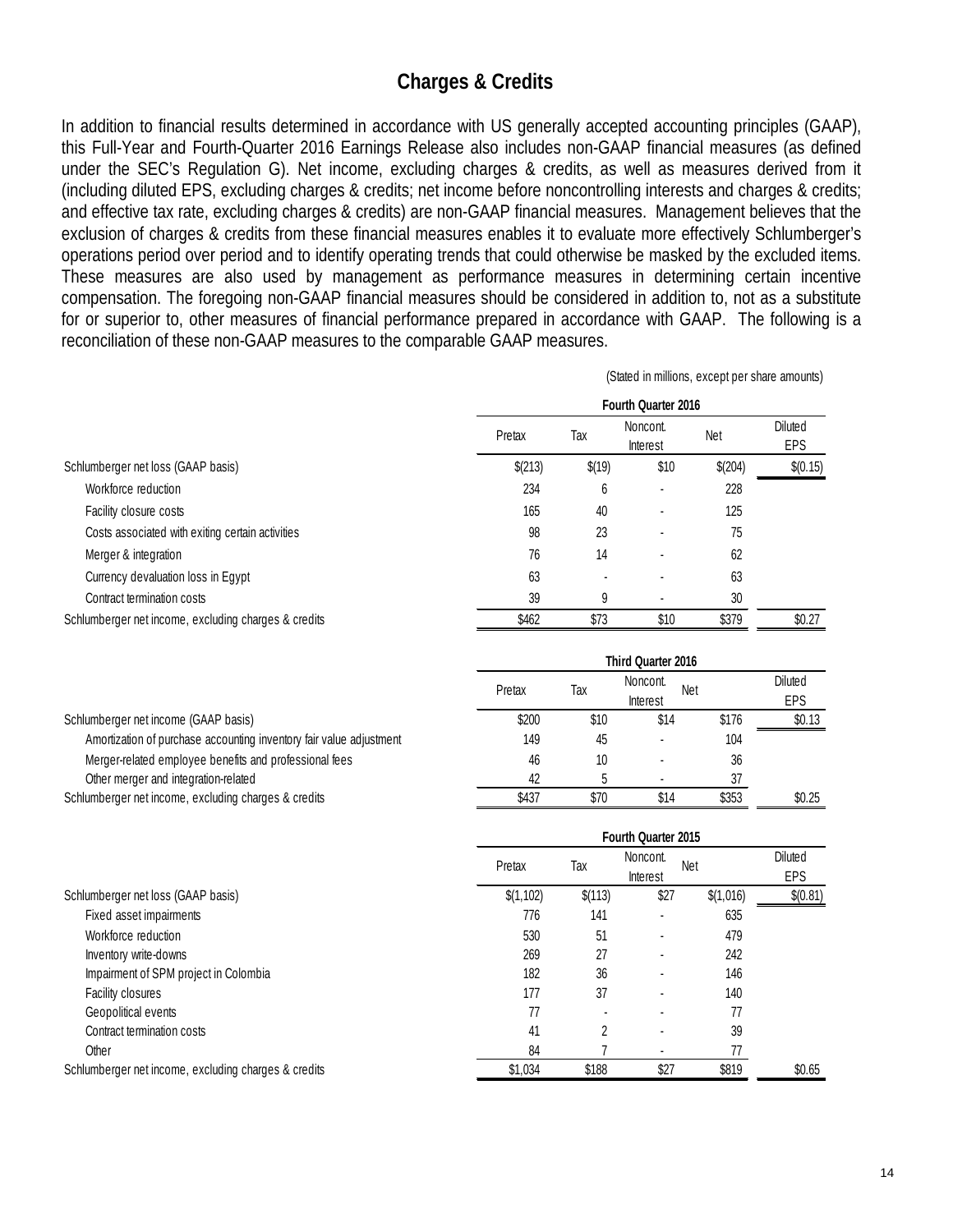## Charges & Credits

In addition to financial results determined in accordance with US generally accepted accounting principles (GAAP), this Full-Year and Fourth-Quarter 2016 Earnings Release also includes non-GAAP financial measures (as defined under the SEC's Regulation G). Net income, excluding charges & credits, as well as measures derived from it (including diluted EPS, excluding charges & credits; net income before noncontrolling interests and charges & credits; and effective tax rate, excluding charges & credits) are non-GAAP financial measures. Management believes that the exclusion of charges & credits from these financial measures enables it to evaluate more effectively Schlumberger's operations period over period and to identify operating trends that could otherwise be masked by the excluded items. These measures are also used by management as performance measures in determining certain incentive compensation. The foregoing non-GAAP financial measures should be considered in addition to, not as a substitute for or superior to, other measures of financial performance prepared in accordance with GAAP. The following is a reconciliation of these non-GAAP measures to the comparable GAAP measures.

(Stated in millions, except per share amounts)

| | Fourth Quarter 2016 | | | | |
|---|---|---|---|---|---|
| | Pretax | Tax | Noncont. Interest | Net | Diluted EPS |
| Schlumberger net loss (GAAP basis) | $(213) | $(19) | $10 | $(204) | $(0.15) |
| Workforce reduction | 234 | 6 | - | 228 | |
| Facility closure costs | 165 | 40 | - | 125 | |
| Costs associated with exiting certain activities | 98 | 23 | - | 75 | |
| Merger & integration | 76 | 14 | - | 62 | |
| Currency devaluation loss in Egypt | 63 | - | - | 63 | |
| Contract termination costs | 39 | 9 | - | 30 | |
| Schlumberger net income, excluding charges & credits | $462 | $73 | $10 | $379 | $0.27 |

| | Third Quarter 2016 | | | | |
|---|---|---|---|---|---|
| | Pretax | Tax | Noncont. Interest | Net | Diluted EPS |
| Schlumberger net income (GAAP basis) | $200 | $10 | $14 | $176 | $0.13 |
| Amortization of purchase accounting inventory fair value adjustment | 149 | 45 | - | 104 | |
| Merger-related employee benefits and professional fees | 46 | 10 | - | 36 | |
| Other merger and integration-related | 42 | 5 | - | 37 | |
| Schlumberger net income, excluding charges & credits | $437 | $70 | $14 | $353 | $0.25 |

| | Fourth Quarter 2015 | | | | |
|---|---|---|---|---|---|
| | Pretax | Tax | Noncont. Interest | Net | Diluted EPS |
| Schlumberger net loss (GAAP basis) | $(1,102) | $(113) | $27 | $(1,016) | $(0.81) |
| Fixed asset impairments | 776 | 141 | - | 635 | |
| Workforce reduction | 530 | 51 | - | 479 | |
| Inventory write-downs | 269 | 27 | - | 242 | |
| Impairment of SPM project in Colombia | 182 | 36 | - | 146 | |
| Facility closures | 177 | 37 | - | 140 | |
| Geopolitical events | 77 | - | - | 77 | |
| Contract termination costs | 41 | 2 | - | 39 | |
| Other | 84 | 7 | - | 77 | |
| Schlumberger net income, excluding charges & credits | $1,034 | $188 | $27 | $819 | $0.65 |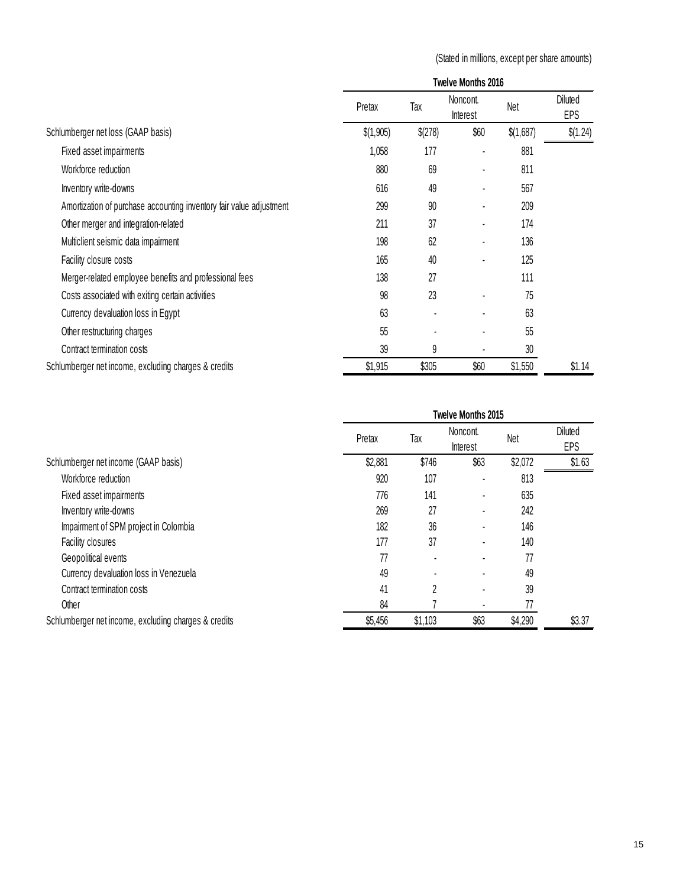(Stated in millions, except per share amounts)

| | Twelve Months 2016 | | | | |
|---|---|---|---|---|---|
| | Pretax | Tax | Noncont. Interest | Net | Diluted EPS |
| Schlumberger net loss (GAAP basis) | $(1,905) | $(278) | $60 | $(1,687) | $(1.24) |
| Fixed asset impairments | 1,058 | 177 | - | 881 | |
| Workforce reduction | 880 | 69 | - | 811 | |
| Inventory write-downs | 616 | 49 | - | 567 | |
| Amortization of purchase accounting inventory fair value adjustment | 299 | 90 | - | 209 | |
| Other merger and integration-related | 211 | 37 | - | 174 | |
| Multiclient seismic data impairment | 198 | 62 | - | 136 | |
| Facility closure costs | 165 | 40 | - | 125 | |
| Merger-related employee benefits and professional fees | 138 | 27 | | 111 | |
| Costs associated with exiting certain activities | 98 | 23 | - | 75 | |
| Currency devaluation loss in Egypt | 63 | - | - | 63 | |
| Other restructuring charges | 55 | - | - | 55 | |
| Contract termination costs | 39 | 9 | - | 30 | |
| Schlumberger net income, excluding charges & credits | $1,915 | $305 | $60 | $1,550 | $1.14 |

| | Twelve Months 2015 | | | | |
|---|---|---|---|---|---|
| | Pretax | Tax | Noncont. Interest | Net | Diluted EPS |
| Schlumberger net income (GAAP basis) | $2,881 | $746 | $63 | $2,072 | $1.63 |
| Workforce reduction | 920 | 107 | - | 813 | |
| Fixed asset impairments | 776 | 141 | - | 635 | |
| Inventory write-downs | 269 | 27 | - | 242 | |
| Impairment of SPM project in Colombia | 182 | 36 | - | 146 | |
| Facility closures | 177 | 37 | - | 140 | |
| Geopolitical events | 77 | - | - | 77 | |
| Currency devaluation loss in Venezuela | 49 | - | - | 49 | |
| Contract termination costs | 41 | 2 | - | 39 | |
| Other | 84 | 7 | - | 77 | |
| Schlumberger net income, excluding charges & credits | $5,456 | $1,103 | $63 | $4,290 | $3.37 |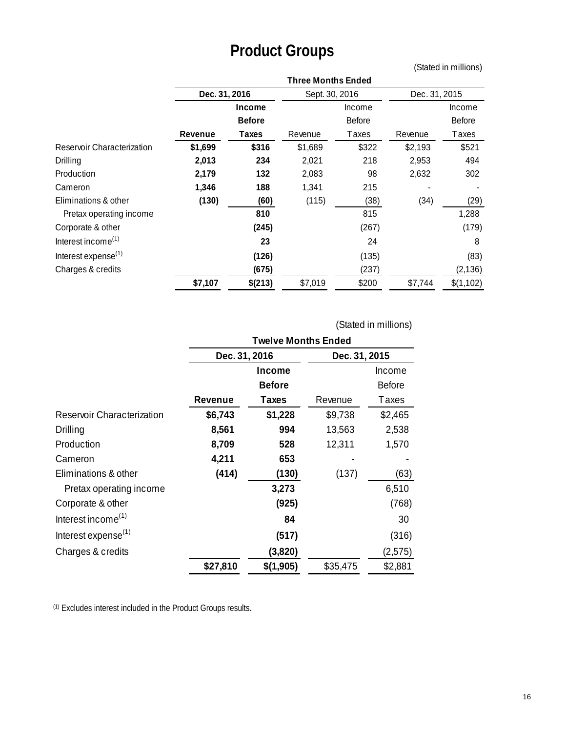# Product Groups

(Stated in millions)

| | Three Months Ended | | | | | |
|---|---|---|---|---|---|---|
| | Dec. 31, 2016 | | Sept. 30, 2016 | | Dec. 31, 2015 | |
| | **Revenue** | **Income Before Taxes** | Revenue | Income Before Taxes | Revenue | Income Before Taxes |
| Reservoir Characterization | **$1,699** | **$316** | $1,689 | $322 | $2,193 | $521 |
| Drilling | **2,013** | **234** | 2,021 | 218 | 2,953 | 494 |
| Production | **2,179** | **132** | 2,083 | 98 | 2,632 | 302 |
| Cameron | **1,346** | **188** | 1,341 | 215 | - | - |
| Eliminations & other | **(130)** | **(60)** | (115) | (38) | (34) | (29) |
| Pretax operating income | | **810** | | 815 | | 1,288 |
| Corporate & other | | **(245)** | | (267) | | (179) |
| Interest income[(1)] | | **23** | | 24 | | 8 |
| Interest expense[(1)] | | **(126)** | | (135) | | (83) |
| Charges & credits | | **(675)** | | (237) | | (2,136) |
| | **$7,107** | **$(213)** | $7,019 | $200 | $7,744 | $(1,102) |

(Stated in millions)

| | Twelve Months Ended | | | |
|---|---|---|---|---|
| | Dec. 31, 2016 | | Dec. 31, 2015 | |
| | **Revenue** | **Income Before Taxes** | Revenue | Income Before Taxes |
| Reservoir Characterization | **$6,743** | **$1,228** | $9,738 | $2,465 |
| Drilling | **8,561** | **994** | 13,563 | 2,538 |
| Production | **8,709** | **528** | 12,311 | 1,570 |
| Cameron | **4,211** | **653** | - | - |
| Eliminations & other | **(414)** | **(130)** | (137) | (63) |
| Pretax operating income | | **3,273** | | 6,510 |
| Corporate & other | | **(925)** | | (768) |
| Interest income[(1)] | | **84** | | 30 |
| Interest expense[(1)] | | **(517)** | | (316) |
| Charges & credits | | **(3,820)** | | (2,575) |
| | **$27,810** | **$(1,905)** | $35,475 | $2,881 |

[(1)] Excludes interest included in the Product Groups results.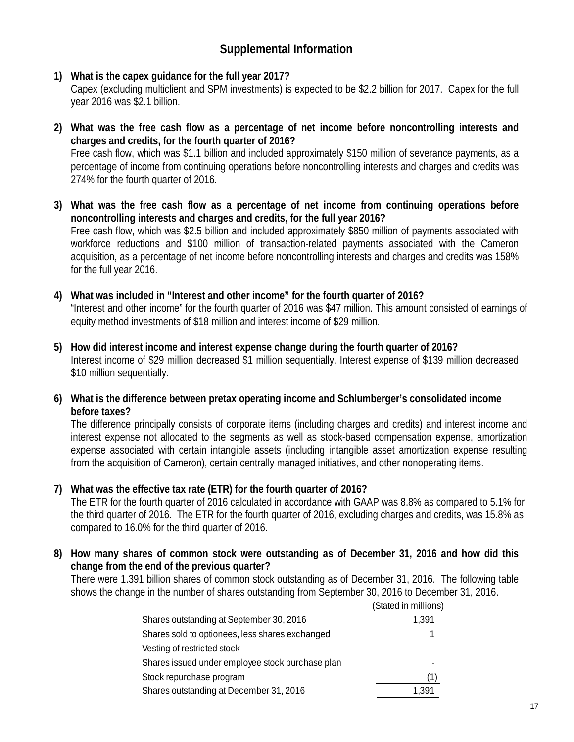# Supplemental Information

**1) What is the capex guidance for the full year 2017?**

Capex (excluding multiclient and SPM investments) is expected to be \$2.2 billion for 2017. Capex for the full year 2016 was \$2.1 billion.

**2) What was the free cash flow as a percentage of net income before noncontrolling interests and charges and credits, for the fourth quarter of 2016?**

Free cash flow, which was \$1.1 billion and included approximately \$150 million of severance payments, as a percentage of income from continuing operations before noncontrolling interests and charges and credits was 274% for the fourth quarter of 2016.

**3) What was the free cash flow as a percentage of net income from continuing operations before noncontrolling interests and charges and credits, for the full year 2016?**

Free cash flow, which was \$2.5 billion and included approximately \$850 million of payments associated with workforce reductions and \$100 million of transaction-related payments associated with the Cameron acquisition, as a percentage of net income before noncontrolling interests and charges and credits was 158% for the full year 2016.

**4) What was included in "Interest and other income" for the fourth quarter of 2016?**

"Interest and other income" for the fourth quarter of 2016 was \$47 million. This amount consisted of earnings of equity method investments of \$18 million and interest income of \$29 million.

**5) How did interest income and interest expense change during the fourth quarter of 2016?**

Interest income of \$29 million decreased \$1 million sequentially. Interest expense of \$139 million decreased \$10 million sequentially.

**6) What is the difference between pretax operating income and Schlumberger's consolidated income before taxes?**

The difference principally consists of corporate items (including charges and credits) and interest income and interest expense not allocated to the segments as well as stock-based compensation expense, amortization expense associated with certain intangible assets (including intangible asset amortization expense resulting from the acquisition of Cameron), certain centrally managed initiatives, and other nonoperating items.

**7) What was the effective tax rate (ETR) for the fourth quarter of 2016?**

The ETR for the fourth quarter of 2016 calculated in accordance with GAAP was 8.8% as compared to 5.1% for the third quarter of 2016. The ETR for the fourth quarter of 2016, excluding charges and credits, was 15.8% as compared to 16.0% for the third quarter of 2016.

**8) How many shares of common stock were outstanding as of December 31, 2016 and how did this change from the end of the previous quarter?**

There were 1.391 billion shares of common stock outstanding as of December 31, 2016. The following table shows the change in the number of shares outstanding from September 30, 2016 to December 31, 2016.

| | (Stated in millions) |
|---|---|
| Shares outstanding at September 30, 2016 | 1,391 |
| Shares sold to optionees, less shares exchanged | 1 |
| Vesting of restricted stock | - |
| Shares issued under employee stock purchase plan | - |
| Stock repurchase program | (1) |
| Shares outstanding at December 31, 2016 | 1,391 |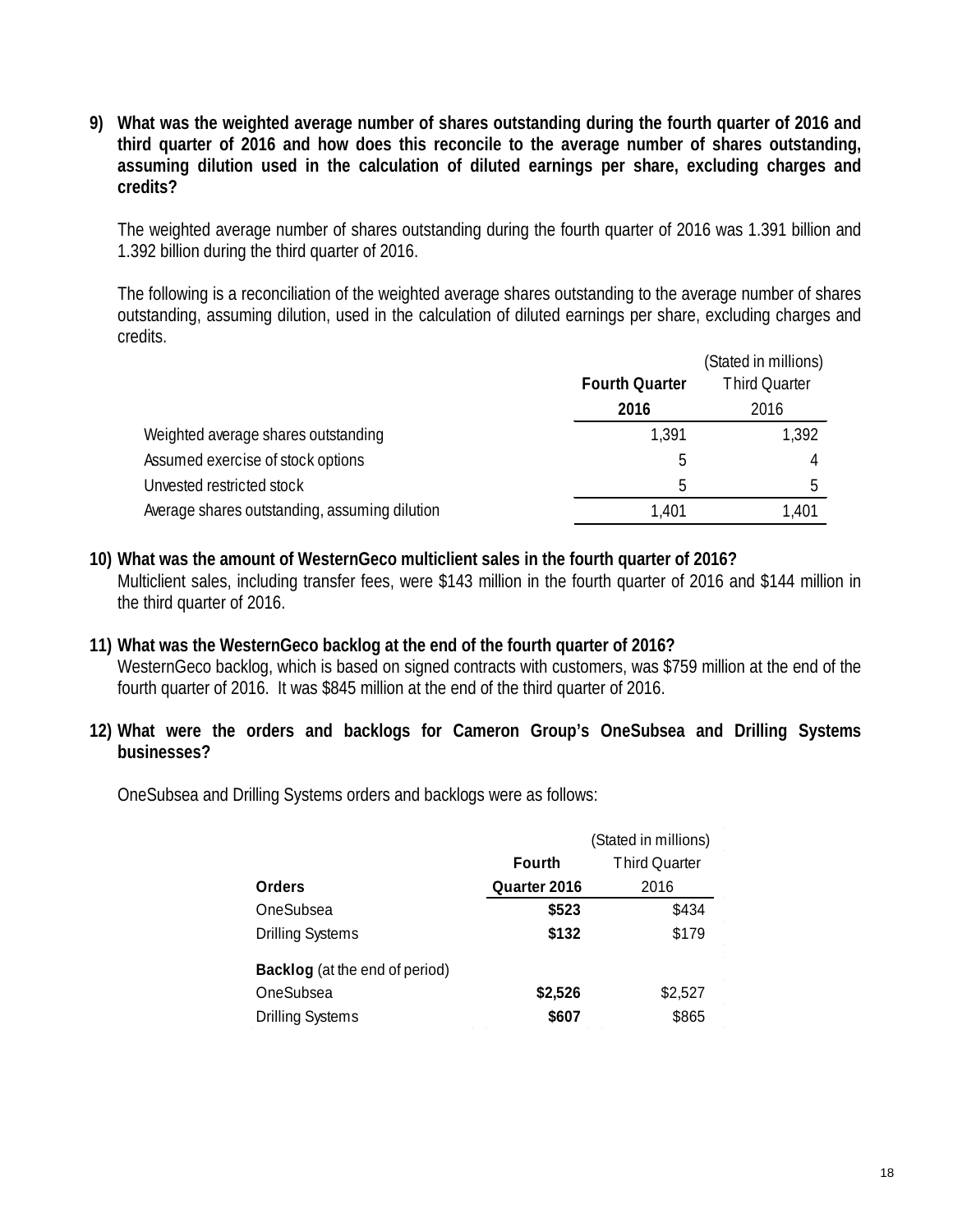**9) What was the weighted average number of shares outstanding during the fourth quarter of 2016 and third quarter of 2016 and how does this reconcile to the average number of shares outstanding, assuming dilution used in the calculation of diluted earnings per share, excluding charges and credits?**

The weighted average number of shares outstanding during the fourth quarter of 2016 was 1.391 billion and 1.392 billion during the third quarter of 2016.

The following is a reconciliation of the weighted average shares outstanding to the average number of shares outstanding, assuming dilution, used in the calculation of diluted earnings per share, excluding charges and credits.

| | | (Stated in millions) |
|---|---|---|
| | **Fourth Quarter 2016** | Third Quarter 2016 |
| Weighted average shares outstanding | 1,391 | 1,392 |
| Assumed exercise of stock options | 5 | 4 |
| Unvested restricted stock | 5 | 5 |
| Average shares outstanding, assuming dilution | 1,401 | 1,401 |

**10) What was the amount of WesternGeco multiclient sales in the fourth quarter of 2016?**

Multiclient sales, including transfer fees, were $143 million in the fourth quarter of 2016 and $144 million in the third quarter of 2016.

**11) What was the WesternGeco backlog at the end of the fourth quarter of 2016?**

WesternGeco backlog, which is based on signed contracts with customers, was $759 million at the end of the fourth quarter of 2016. It was $845 million at the end of the third quarter of 2016.

**12) What were the orders and backlogs for Cameron Group's OneSubsea and Drilling Systems businesses?**

OneSubsea and Drilling Systems orders and backlogs were as follows:

| | | (Stated in millions) |
|---|---|---|
| **Orders** | **Fourth Quarter 2016** | Third Quarter 2016 |
| OneSubsea | **$523** | $434 |
| Drilling Systems | **$132** | $179 |
| **Backlog** (at the end of period) | | |
| OneSubsea | **$2,526** | $2,527 |
| Drilling Systems | **$607** | $865 |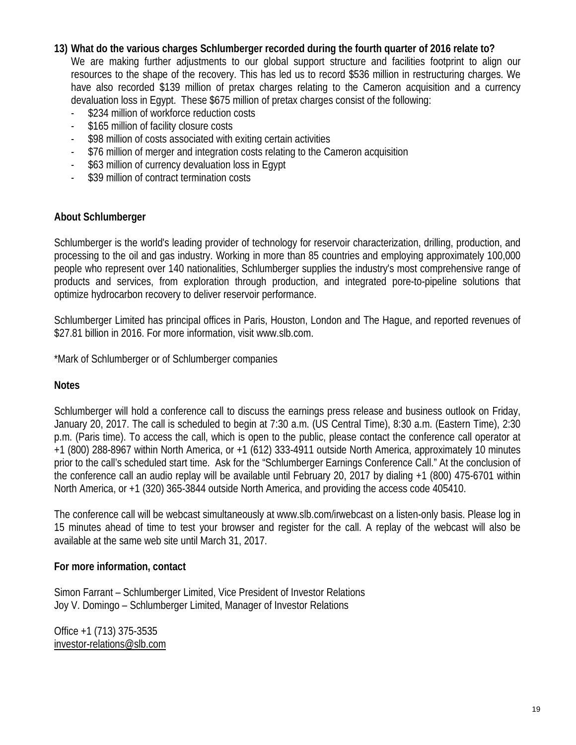**13) What do the various charges Schlumberger recorded during the fourth quarter of 2016 relate to?**

We are making further adjustments to our global support structure and facilities footprint to align our resources to the shape of the recovery. This has led us to record $536 million in restructuring charges. We have also recorded $139 million of pretax charges relating to the Cameron acquisition and a currency devaluation loss in Egypt. These $675 million of pretax charges consist of the following:

- $234 million of workforce reduction costs
- $165 million of facility closure costs
- $98 million of costs associated with exiting certain activities
- $76 million of merger and integration costs relating to the Cameron acquisition
- $63 million of currency devaluation loss in Egypt
- $39 million of contract termination costs

**About Schlumberger**

Schlumberger is the world's leading provider of technology for reservoir characterization, drilling, production, and processing to the oil and gas industry. Working in more than 85 countries and employing approximately 100,000 people who represent over 140 nationalities, Schlumberger supplies the industry's most comprehensive range of products and services, from exploration through production, and integrated pore-to-pipeline solutions that optimize hydrocarbon recovery to deliver reservoir performance.

Schlumberger Limited has principal offices in Paris, Houston, London and The Hague, and reported revenues of $27.81 billion in 2016. For more information, visit www.slb.com.

*Mark of Schlumberger or of Schlumberger companies

**Notes**

Schlumberger will hold a conference call to discuss the earnings press release and business outlook on Friday, January 20, 2017. The call is scheduled to begin at 7:30 a.m. (US Central Time), 8:30 a.m. (Eastern Time), 2:30 p.m. (Paris time). To access the call, which is open to the public, please contact the conference call operator at +1 (800) 288-8967 within North America, or +1 (612) 333-4911 outside North America, approximately 10 minutes prior to the call's scheduled start time. Ask for the "Schlumberger Earnings Conference Call." At the conclusion of the conference call an audio replay will be available until February 20, 2017 by dialing +1 (800) 475-6701 within North America, or +1 (320) 365-3844 outside North America, and providing the access code 405410.

The conference call will be webcast simultaneously at www.slb.com/irwebcast on a listen-only basis. Please log in 15 minutes ahead of time to test your browser and register for the call. A replay of the webcast will also be available at the same web site until March 31, 2017.

**For more information, contact**

Simon Farrant – Schlumberger Limited, Vice President of Investor Relations
Joy V. Domingo – Schlumberger Limited, Manager of Investor Relations

Office +1 (713) 375-3535
investor-relations@slb.com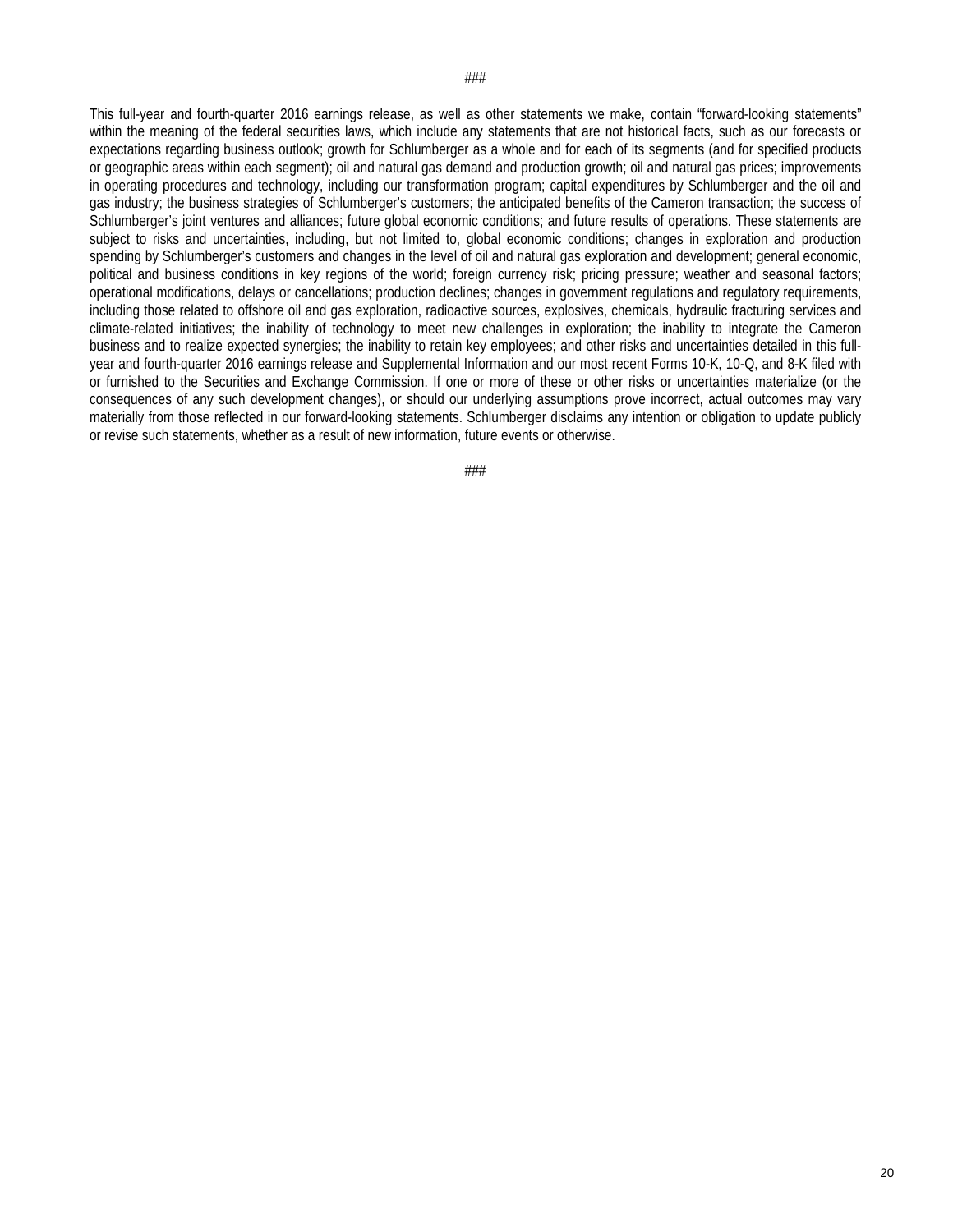###

This full-year and fourth-quarter 2016 earnings release, as well as other statements we make, contain "forward-looking statements" within the meaning of the federal securities laws, which include any statements that are not historical facts, such as our forecasts or expectations regarding business outlook; growth for Schlumberger as a whole and for each of its segments (and for specified products or geographic areas within each segment); oil and natural gas demand and production growth; oil and natural gas prices; improvements in operating procedures and technology, including our transformation program; capital expenditures by Schlumberger and the oil and gas industry; the business strategies of Schlumberger's customers; the anticipated benefits of the Cameron transaction; the success of Schlumberger's joint ventures and alliances; future global economic conditions; and future results of operations. These statements are subject to risks and uncertainties, including, but not limited to, global economic conditions; changes in exploration and production spending by Schlumberger's customers and changes in the level of oil and natural gas exploration and development; general economic, political and business conditions in key regions of the world; foreign currency risk; pricing pressure; weather and seasonal factors; operational modifications, delays or cancellations; production declines; changes in government regulations and regulatory requirements, including those related to offshore oil and gas exploration, radioactive sources, explosives, chemicals, hydraulic fracturing services and climate-related initiatives; the inability of technology to meet new challenges in exploration; the inability to integrate the Cameron business and to realize expected synergies; the inability to retain key employees; and other risks and uncertainties detailed in this full-year and fourth-quarter 2016 earnings release and Supplemental Information and our most recent Forms 10-K, 10-Q, and 8-K filed with or furnished to the Securities and Exchange Commission. If one or more of these or other risks or uncertainties materialize (or the consequences of any such development changes), or should our underlying assumptions prove incorrect, actual outcomes may vary materially from those reflected in our forward-looking statements. Schlumberger disclaims any intention or obligation to update publicly or revise such statements, whether as a result of new information, future events or otherwise.

###